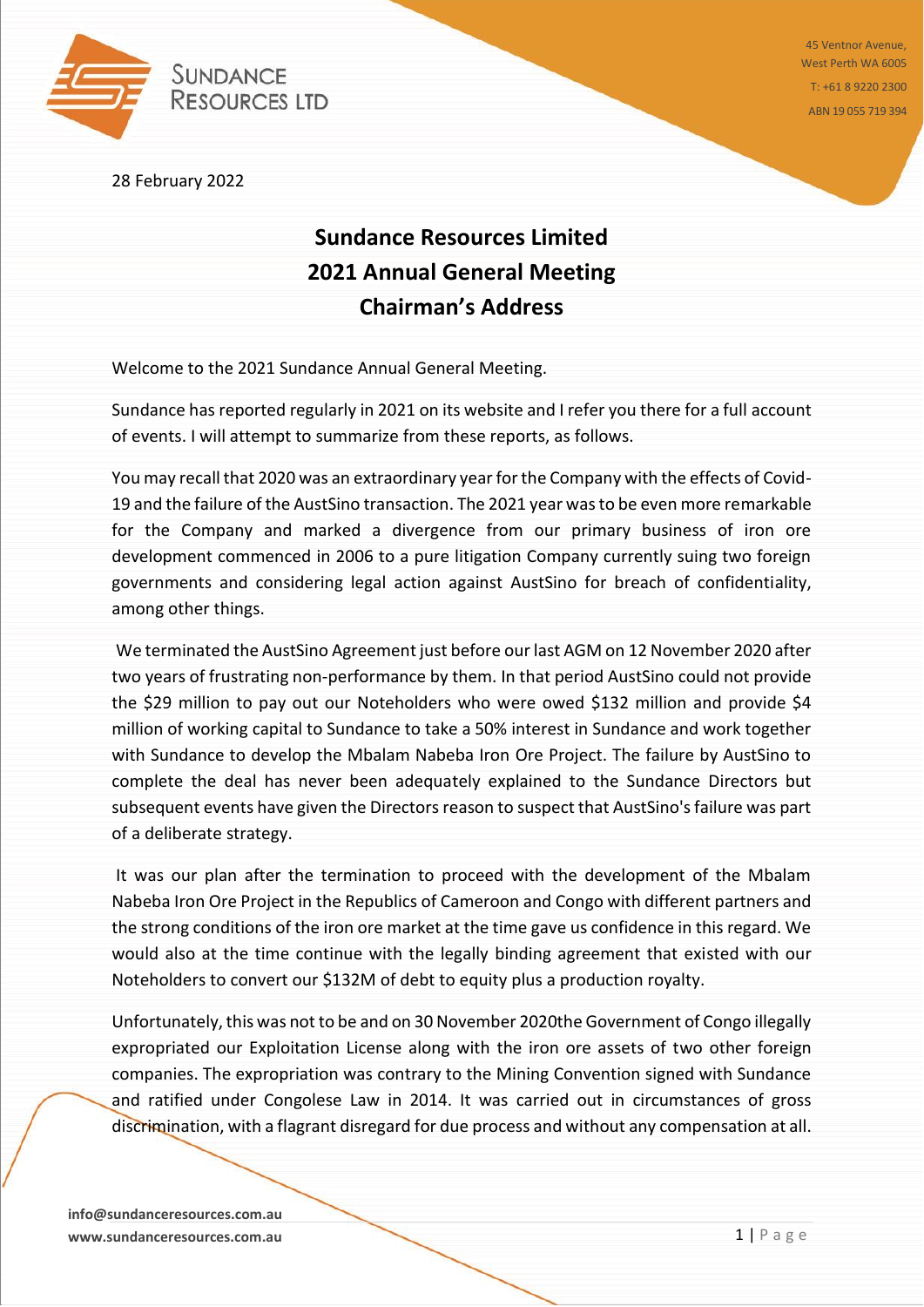28 February 2022

# Sundance Resources Limited
# 2021 Annual General Meeting
# Chairman's Address

Welcome to the 2021 Sundance Annual General Meeting.

Sundance has reported regularly in 2021 on its website and I refer you there for a full account of events. I will attempt to summarize from these reports, as follows.

You may recall that 2020 was an extraordinary year for the Company with the effects of Covid-19 and the failure of the AustSino transaction. The 2021 year was to be even more remarkable for the Company and marked a divergence from our primary business of iron ore development commenced in 2006 to a pure litigation Company currently suing two foreign governments and considering legal action against AustSino for breach of confidentiality, among other things.

We terminated the AustSino Agreement just before our last AGM on 12 November 2020 after two years of frustrating non-performance by them. In that period AustSino could not provide the $29 million to pay out our Noteholders who were owed $132 million and provide $4 million of working capital to Sundance to take a 50% interest in Sundance and work together with Sundance to develop the Mbalam Nabeba Iron Ore Project. The failure by AustSino to complete the deal has never been adequately explained to the Sundance Directors but subsequent events have given the Directors reason to suspect that AustSino's failure was part of a deliberate strategy.

It was our plan after the termination to proceed with the development of the Mbalam Nabeba Iron Ore Project in the Republics of Cameroon and Congo with different partners and the strong conditions of the iron ore market at the time gave us confidence in this regard. We would also at the time continue with the legally binding agreement that existed with our Noteholders to convert our $132M of debt to equity plus a production royalty.

Unfortunately, this was not to be and on 30 November 2020the Government of Congo illegally expropriated our Exploitation License along with the iron ore assets of two other foreign companies. The expropriation was contrary to the Mining Convention signed with Sundance and ratified under Congolese Law in 2014. It was carried out in circumstances of gross discrimination, with a flagrant disregard for due process and without any compensation at all.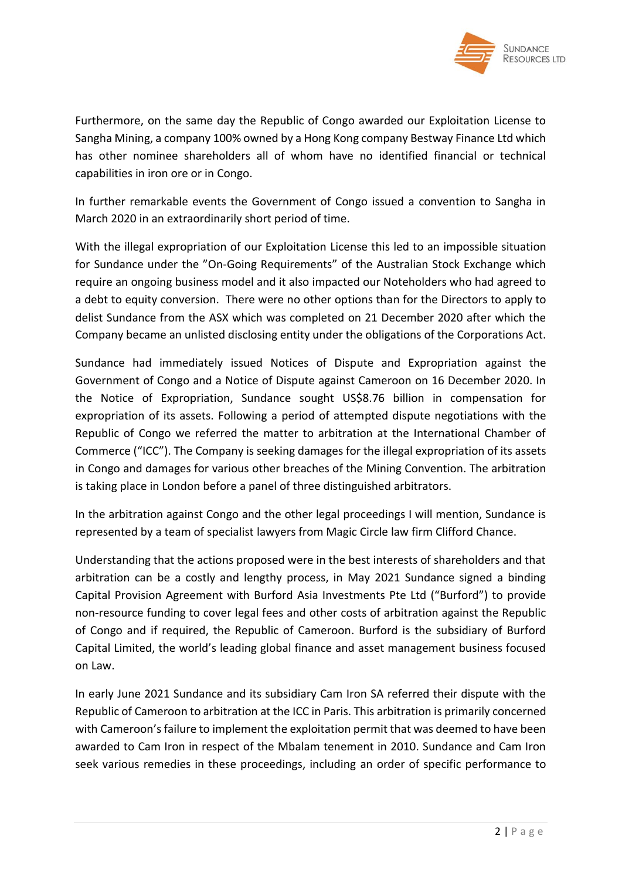Furthermore, on the same day the Republic of Congo awarded our Exploitation License to Sangha Mining, a company 100% owned by a Hong Kong company Bestway Finance Ltd which has other nominee shareholders all of whom have no identified financial or technical capabilities in iron ore or in Congo.

In further remarkable events the Government of Congo issued a convention to Sangha in March 2020 in an extraordinarily short period of time.

With the illegal expropriation of our Exploitation License this led to an impossible situation for Sundance under the "On-Going Requirements" of the Australian Stock Exchange which require an ongoing business model and it also impacted our Noteholders who had agreed to a debt to equity conversion. There were no other options than for the Directors to apply to delist Sundance from the ASX which was completed on 21 December 2020 after which the Company became an unlisted disclosing entity under the obligations of the Corporations Act.

Sundance had immediately issued Notices of Dispute and Expropriation against the Government of Congo and a Notice of Dispute against Cameroon on 16 December 2020. In the Notice of Expropriation, Sundance sought US$8.76 billion in compensation for expropriation of its assets. Following a period of attempted dispute negotiations with the Republic of Congo we referred the matter to arbitration at the International Chamber of Commerce ("ICC"). The Company is seeking damages for the illegal expropriation of its assets in Congo and damages for various other breaches of the Mining Convention. The arbitration is taking place in London before a panel of three distinguished arbitrators.

In the arbitration against Congo and the other legal proceedings I will mention, Sundance is represented by a team of specialist lawyers from Magic Circle law firm Clifford Chance.

Understanding that the actions proposed were in the best interests of shareholders and that arbitration can be a costly and lengthy process, in May 2021 Sundance signed a binding Capital Provision Agreement with Burford Asia Investments Pte Ltd ("Burford") to provide non-resource funding to cover legal fees and other costs of arbitration against the Republic of Congo and if required, the Republic of Cameroon. Burford is the subsidiary of Burford Capital Limited, the world's leading global finance and asset management business focused on Law.

In early June 2021 Sundance and its subsidiary Cam Iron SA referred their dispute with the Republic of Cameroon to arbitration at the ICC in Paris. This arbitration is primarily concerned with Cameroon's failure to implement the exploitation permit that was deemed to have been awarded to Cam Iron in respect of the Mbalam tenement in 2010. Sundance and Cam Iron seek various remedies in these proceedings, including an order of specific performance to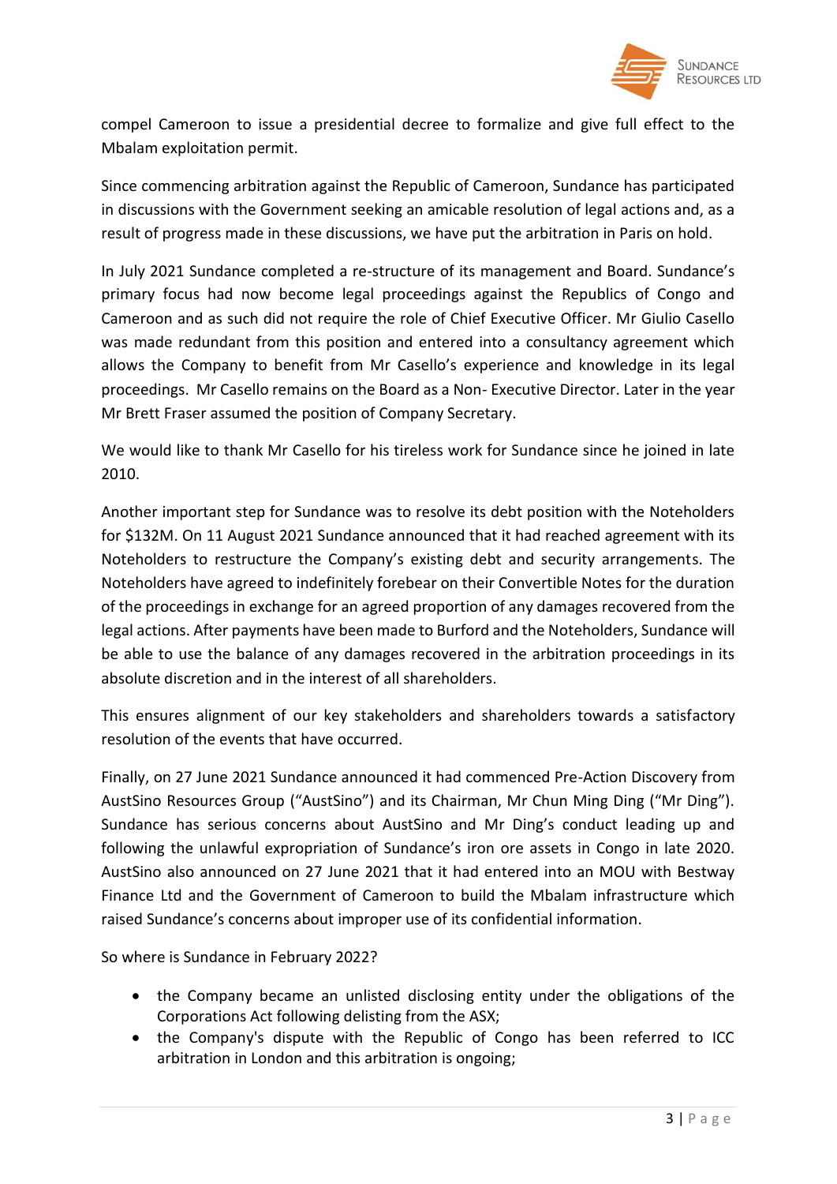compel Cameroon to issue a presidential decree to formalize and give full effect to the Mbalam exploitation permit.

Since commencing arbitration against the Republic of Cameroon, Sundance has participated in discussions with the Government seeking an amicable resolution of legal actions and, as a result of progress made in these discussions, we have put the arbitration in Paris on hold.

In July 2021 Sundance completed a re-structure of its management and Board. Sundance's primary focus had now become legal proceedings against the Republics of Congo and Cameroon and as such did not require the role of Chief Executive Officer. Mr Giulio Casello was made redundant from this position and entered into a consultancy agreement which allows the Company to benefit from Mr Casello's experience and knowledge in its legal proceedings. Mr Casello remains on the Board as a Non- Executive Director. Later in the year Mr Brett Fraser assumed the position of Company Secretary.

We would like to thank Mr Casello for his tireless work for Sundance since he joined in late 2010.

Another important step for Sundance was to resolve its debt position with the Noteholders for $132M. On 11 August 2021 Sundance announced that it had reached agreement with its Noteholders to restructure the Company's existing debt and security arrangements. The Noteholders have agreed to indefinitely forebear on their Convertible Notes for the duration of the proceedings in exchange for an agreed proportion of any damages recovered from the legal actions. After payments have been made to Burford and the Noteholders, Sundance will be able to use the balance of any damages recovered in the arbitration proceedings in its absolute discretion and in the interest of all shareholders.

This ensures alignment of our key stakeholders and shareholders towards a satisfactory resolution of the events that have occurred.

Finally, on 27 June 2021 Sundance announced it had commenced Pre-Action Discovery from AustSino Resources Group ("AustSino") and its Chairman, Mr Chun Ming Ding ("Mr Ding"). Sundance has serious concerns about AustSino and Mr Ding's conduct leading up and following the unlawful expropriation of Sundance's iron ore assets in Congo in late 2020. AustSino also announced on 27 June 2021 that it had entered into an MOU with Bestway Finance Ltd and the Government of Cameroon to build the Mbalam infrastructure which raised Sundance's concerns about improper use of its confidential information.

So where is Sundance in February 2022?

- the Company became an unlisted disclosing entity under the obligations of the Corporations Act following delisting from the ASX;
- the Company's dispute with the Republic of Congo has been referred to ICC arbitration in London and this arbitration is ongoing;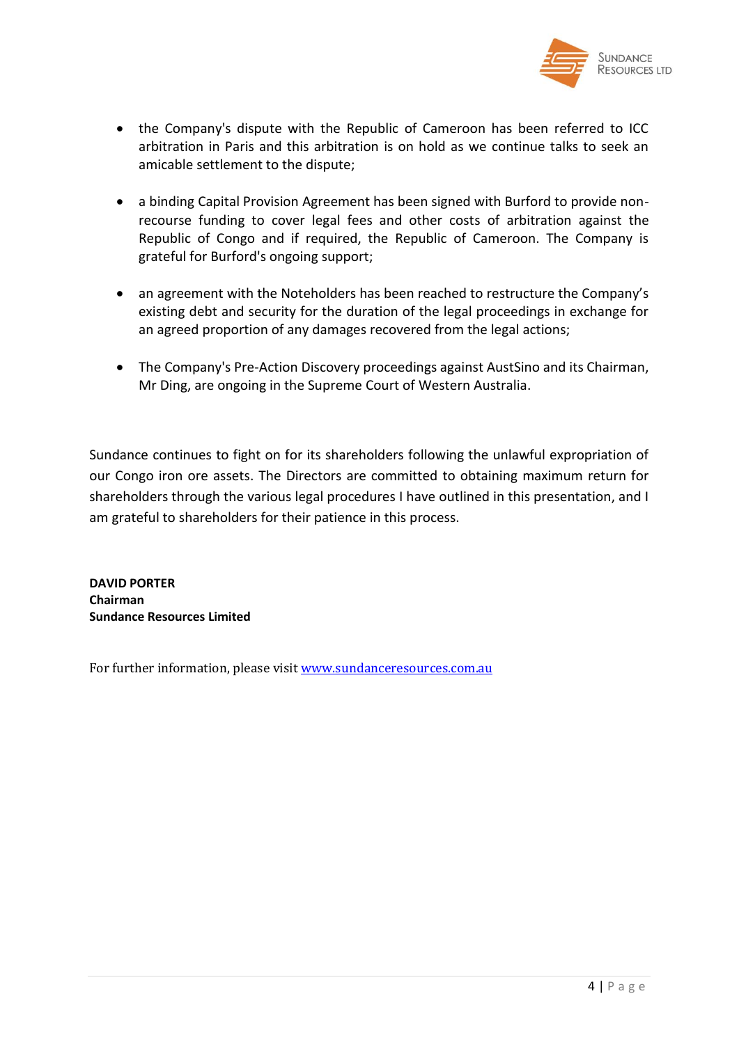- the Company's dispute with the Republic of Cameroon has been referred to ICC arbitration in Paris and this arbitration is on hold as we continue talks to seek an amicable settlement to the dispute;

- a binding Capital Provision Agreement has been signed with Burford to provide non-recourse funding to cover legal fees and other costs of arbitration against the Republic of Congo and if required, the Republic of Cameroon. The Company is grateful for Burford's ongoing support;

- an agreement with the Noteholders has been reached to restructure the Company's existing debt and security for the duration of the legal proceedings in exchange for an agreed proportion of any damages recovered from the legal actions;

- The Company's Pre-Action Discovery proceedings against AustSino and its Chairman, Mr Ding, are ongoing in the Supreme Court of Western Australia.

Sundance continues to fight on for its shareholders following the unlawful expropriation of our Congo iron ore assets. The Directors are committed to obtaining maximum return for shareholders through the various legal procedures I have outlined in this presentation, and I am grateful to shareholders for their patience in this process.

**DAVID PORTER**
**Chairman**
**Sundance Resources Limited**

For further information, please visit [www.sundanceresources.com.au](http://www.sundanceresources.com.au)